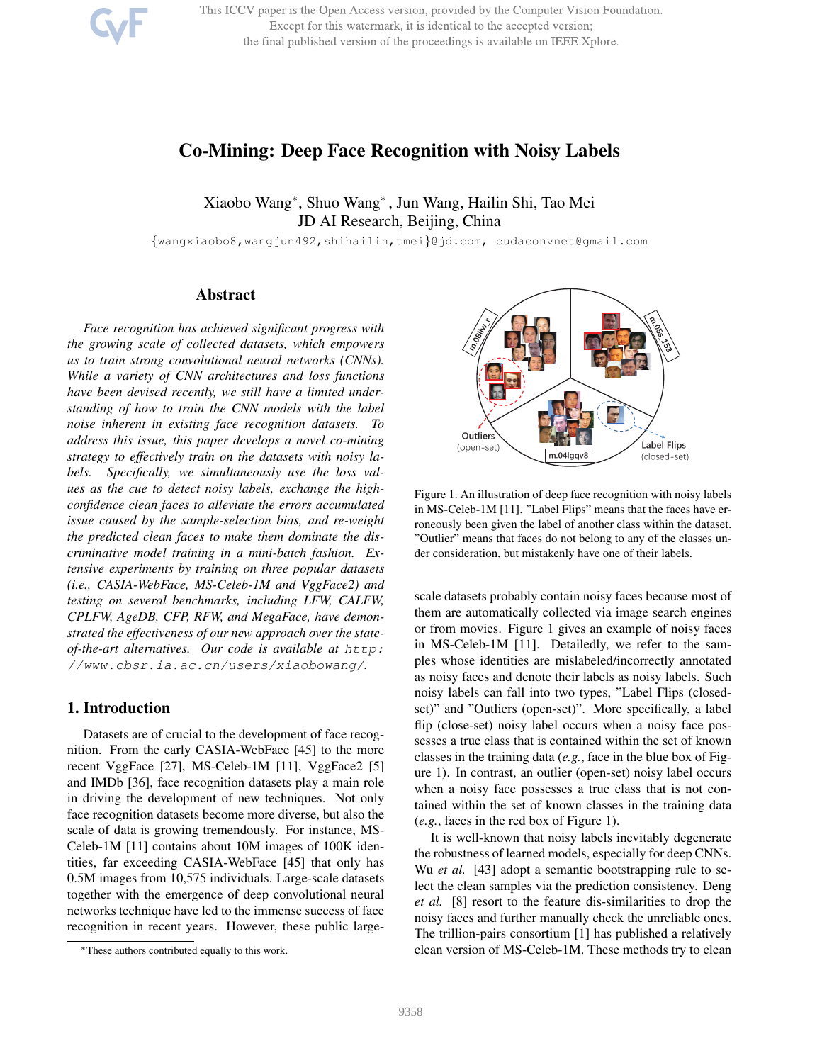This ICCV paper is the Open Access version, provided by the Computer Vision Foundation. Except for this watermark, it is identical to the accepted version; the final published version of the proceedings is available on IEEE Xplore.

# Co-Mining: Deep Face Recognition with Noisy Labels

Xiaobo Wang*, Shuo Wang*, Jun Wang, Hailin Shi, Tao Mei
JD AI Research, Beijing, China

{wangxiaobo8,wangjun492,shihailin,tmei}@jd.com, cudaconvnet@gmail.com

## Abstract

*Face recognition has achieved significant progress with the growing scale of collected datasets, which empowers us to train strong convolutional neural networks (CNNs). While a variety of CNN architectures and loss functions have been devised recently, we still have a limited understanding of how to train the CNN models with the label noise inherent in existing face recognition datasets. To address this issue, this paper develops a novel co-mining strategy to effectively train on the datasets with noisy labels. Specifically, we simultaneously use the loss values as the cue to detect noisy labels, exchange the high-confidence clean faces to alleviate the errors accumulated issue caused by the sample-selection bias, and re-weight the predicted clean faces to make them dominate the discriminative model training in a mini-batch fashion. Extensive experiments by training on three popular datasets (i.e., CASIA-WebFace, MS-Celeb-1M and VggFace2) and testing on several benchmarks, including LFW, CALFW, CPLFW, AgeDB, CFP, RFW, and MegaFace, have demonstrated the effectiveness of our new approach over the state-of-the-art alternatives. Our code is available at* http://www.cbsr.ia.ac.cn/users/xiaobowang/.

## 1. Introduction

Datasets are of crucial to the development of face recognition. From the early CASIA-WebFace [45] to the more recent VggFace [27], MS-Celeb-1M [11], VggFace2 [5] and IMDb [36], face recognition datasets play a main role in driving the development of new techniques. Not only face recognition datasets become more diverse, but also the scale of data is growing tremendously. For instance, MS-Celeb-1M [11] contains about 10M images of 100K identities, far exceeding CASIA-WebFace [45] that only has 0.5M images from 10,575 individuals. Large-scale datasets together with the emergence of deep convolutional neural networks technique have led to the immense success of face recognition in recent years. However, these public large-scale datasets probably contain noisy faces because most of them are automatically collected via image search engines or from movies. Figure 1 gives an example of noisy faces in MS-Celeb-1M [11]. Detailedly, we refer to the samples whose identities are mislabeled/incorrectly annotated as noisy faces and denote their labels as noisy labels. Such noisy labels can fall into two types, "Label Flips (closed-set)" and "Outliers (open-set)". More specifically, a label flip (close-set) noisy label occurs when a noisy face possesses a true class that is contained within the set of known classes in the training data (*e.g.*, face in the blue box of Figure 1). In contrast, an outlier (open-set) noisy label occurs when a noisy face possesses a true class that is not contained within the set of known classes in the training data (*e.g.*, faces in the red box of Figure 1).

Figure 1. An illustration of deep face recognition with noisy labels in MS-Celeb-1M [11]. "Label Flips" means that the faces have erroneously been given the label of another class within the dataset. "Outlier" means that faces do not belong to any of the classes under consideration, but mistakenly have one of their labels.

It is well-known that noisy labels inevitably degenerate the robustness of learned models, especially for deep CNNs. Wu *et al.* [43] adopt a semantic bootstrapping rule to select the clean samples via the prediction consistency. Deng *et al.* [8] resort to the feature dis-similarities to drop the noisy faces and further manually check the unreliable ones. The trillion-pairs consortium [1] has published a relatively clean version of MS-Celeb-1M. These methods try to clean

*These authors contributed equally to this work.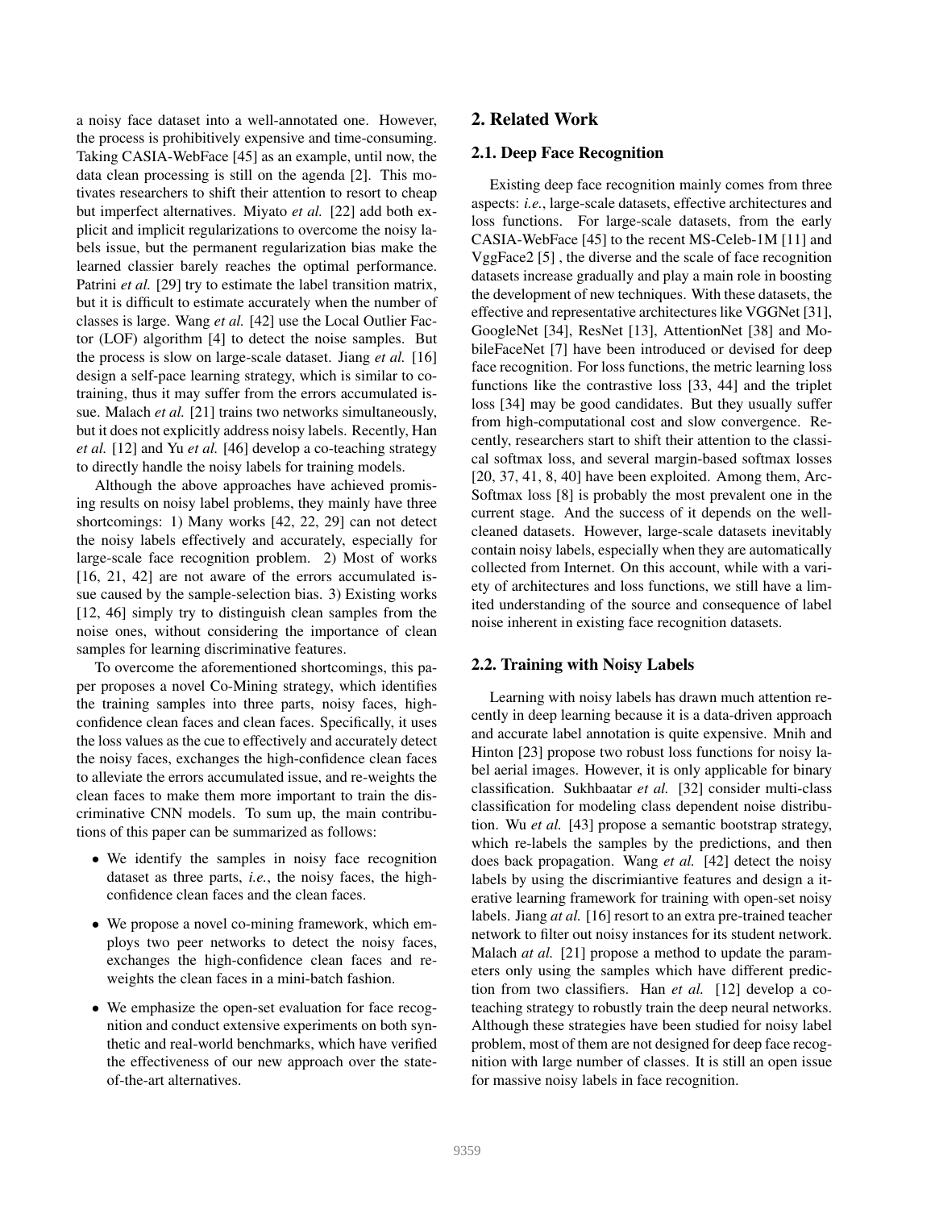a noisy face dataset into a well-annotated one. However, the process is prohibitively expensive and time-consuming. Taking CASIA-WebFace [45] as an example, until now, the data clean processing is still on the agenda [2]. This motivates researchers to shift their attention to resort to cheap but imperfect alternatives. Miyato *et al.* [22] add both explicit and implicit regularizations to overcome the noisy labels issue, but the permanent regularization bias make the learned classier barely reaches the optimal performance. Patrini *et al.* [29] try to estimate the label transition matrix, but it is difficult to estimate accurately when the number of classes is large. Wang *et al.* [42] use the Local Outlier Factor (LOF) algorithm [4] to detect the noise samples. But the process is slow on large-scale dataset. Jiang *et al.* [16] design a self-pace learning strategy, which is similar to co-training, thus it may suffer from the errors accumulated issue. Malach *et al.* [21] trains two networks simultaneously, but it does not explicitly address noisy labels. Recently, Han *et al.* [12] and Yu *et al.* [46] develop a co-teaching strategy to directly handle the noisy labels for training models.

Although the above approaches have achieved promising results on noisy label problems, they mainly have three shortcomings: 1) Many works [42, 22, 29] can not detect the noisy labels effectively and accurately, especially for large-scale face recognition problem. 2) Most of works [16, 21, 42] are not aware of the errors accumulated issue caused by the sample-selection bias. 3) Existing works [12, 46] simply try to distinguish clean samples from the noise ones, without considering the importance of clean samples for learning discriminative features.

To overcome the aforementioned shortcomings, this paper proposes a novel Co-Mining strategy, which identifies the training samples into three parts, noisy faces, high-confidence clean faces and clean faces. Specifically, it uses the loss values as the cue to effectively and accurately detect the noisy faces, exchanges the high-confidence clean faces to alleviate the errors accumulated issue, and re-weights the clean faces to make them more important to train the discriminative CNN models. To sum up, the main contributions of this paper can be summarized as follows:

- We identify the samples in noisy face recognition dataset as three parts, *i.e.*, the noisy faces, the high-confidence clean faces and the clean faces.
- We propose a novel co-mining framework, which employs two peer networks to detect the noisy faces, exchanges the high-confidence clean faces and re-weights the clean faces in a mini-batch fashion.
- We emphasize the open-set evaluation for face recognition and conduct extensive experiments on both synthetic and real-world benchmarks, which have verified the effectiveness of our new approach over the state-of-the-art alternatives.

## 2. Related Work

### 2.1. Deep Face Recognition

Existing deep face recognition mainly comes from three aspects: *i.e.*, large-scale datasets, effective architectures and loss functions. For large-scale datasets, from the early CASIA-WebFace [45] to the recent MS-Celeb-1M [11] and VggFace2 [5] , the diverse and the scale of face recognition datasets increase gradually and play a main role in boosting the development of new techniques. With these datasets, the effective and representative architectures like VGGNet [31], GoogleNet [34], ResNet [13], AttentionNet [38] and MobileFaceNet [7] have been introduced or devised for deep face recognition. For loss functions, the metric learning loss functions like the contrastive loss [33, 44] and the triplet loss [34] may be good candidates. But they usually suffer from high-computational cost and slow convergence. Recently, researchers start to shift their attention to the classical softmax loss, and several margin-based softmax losses [20, 37, 41, 8, 40] have been exploited. Among them, Arc-Softmax loss [8] is probably the most prevalent one in the current stage. And the success of it depends on the well-cleaned datasets. However, large-scale datasets inevitably contain noisy labels, especially when they are automatically collected from Internet. On this account, while with a variety of architectures and loss functions, we still have a limited understanding of the source and consequence of label noise inherent in existing face recognition datasets.

### 2.2. Training with Noisy Labels

Learning with noisy labels has drawn much attention recently in deep learning because it is a data-driven approach and accurate label annotation is quite expensive. Mnih and Hinton [23] propose two robust loss functions for noisy label aerial images. However, it is only applicable for binary classification. Sukhbaatar *et al.* [32] consider multi-class classification for modeling class dependent noise distribution. Wu *et al.* [43] propose a semantic bootstrap strategy, which re-labels the samples by the predictions, and then does back propagation. Wang *et al.* [42] detect the noisy labels by using the discrimiantive features and design a iterative learning framework for training with open-set noisy labels. Jiang *at al.* [16] resort to an extra pre-trained teacher network to filter out noisy instances for its student network. Malach *at al.* [21] propose a method to update the parameters only using the samples which have different prediction from two classifiers. Han *et al.* [12] develop a co-teaching strategy to robustly train the deep neural networks. Although these strategies have been studied for noisy label problem, most of them are not designed for deep face recognition with large number of classes. It is still an open issue for massive noisy labels in face recognition.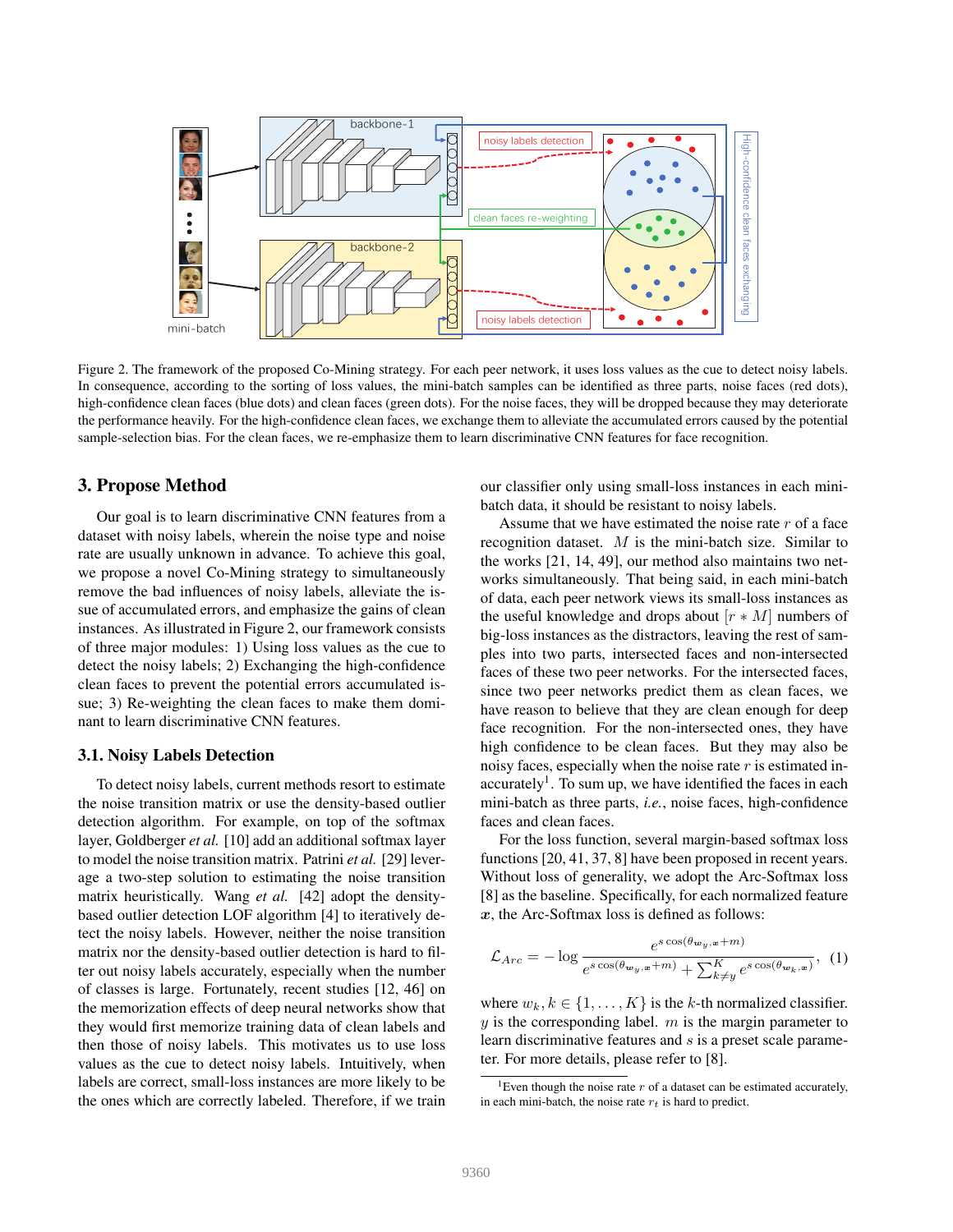Figure 2. The framework of the proposed Co-Mining strategy. For each peer network, it uses loss values as the cue to detect noisy labels. In consequence, according to the sorting of loss values, the mini-batch samples can be identified as three parts, noise faces (red dots), high-confidence clean faces (blue dots) and clean faces (green dots). For the noise faces, they will be dropped because they may deteriorate the performance heavily. For the high-confidence clean faces, we exchange them to alleviate the accumulated errors caused by the potential sample-selection bias. For the clean faces, we re-emphasize them to learn discriminative CNN features for face recognition.

## 3. Propose Method

Our goal is to learn discriminative CNN features from a dataset with noisy labels, wherein the noise type and noise rate are usually unknown in advance. To achieve this goal, we propose a novel Co-Mining strategy to simultaneously remove the bad influences of noisy labels, alleviate the issue of accumulated errors, and emphasize the gains of clean instances. As illustrated in Figure 2, our framework consists of three major modules: 1) Using loss values as the cue to detect the noisy labels; 2) Exchanging the high-confidence clean faces to prevent the potential errors accumulated issue; 3) Re-weighting the clean faces to make them dominant to learn discriminative CNN features.

### 3.1. Noisy Labels Detection

To detect noisy labels, current methods resort to estimate the noise transition matrix or use the density-based outlier detection algorithm. For example, on top of the softmax layer, Goldberger *et al.* [10] add an additional softmax layer to model the noise transition matrix. Patrini *et al.* [29] leverage a two-step solution to estimating the noise transition matrix heuristically. Wang *et al.* [42] adopt the density-based outlier detection LOF algorithm [4] to iteratively detect the noisy labels. However, neither the noise transition matrix nor the density-based outlier detection is hard to filter out noisy labels accurately, especially when the number of classes is large. Fortunately, recent studies [12, 46] on the memorization effects of deep neural networks show that they would first memorize training data of clean labels and then those of noisy labels. This motivates us to use loss values as the cue to detect noisy labels. Intuitively, when labels are correct, small-loss instances are more likely to be the ones which are correctly labeled. Therefore, if we train our classifier only using small-loss instances in each mini-batch data, it should be resistant to noisy labels.

Assume that we have estimated the noise rate $r$ of a face recognition dataset. $M$ is the mini-batch size. Similar to the works [21, 14, 49], our method also maintains two networks simultaneously. That being said, in each mini-batch of data, each peer network views its small-loss instances as the useful knowledge and drops about $\lceil r * M \rceil$ numbers of big-loss instances as the distractors, leaving the rest of samples into two parts, intersected faces and non-intersected faces of these two peer networks. For the intersected faces, since two peer networks predict them as clean faces, we have reason to believe that they are clean enough for deep face recognition. For the non-intersected ones, they have high confidence to be clean faces. But they may also be noisy faces, especially when the noise rate $r$ is estimated inaccurately[1]. To sum up, we have identified the faces in each mini-batch as three parts, *i.e.*, noise faces, high-confidence faces and clean faces.

For the loss function, several margin-based softmax loss functions [20, 41, 37, 8] have been proposed in recent years. Without loss of generality, we adopt the Arc-Softmax loss [8] as the baseline. Specifically, for each normalized feature $\boldsymbol{x}$, the Arc-Softmax loss is defined as follows:

$$\mathcal{L}_{Arc} = -\log \frac{e^{s\cos(\theta_{\boldsymbol{w}_y,\boldsymbol{x}}+m)}}{e^{s\cos(\theta_{\boldsymbol{w}_y,\boldsymbol{x}}+m)} + \sum_{k\neq y}^{K} e^{s\cos(\theta_{\boldsymbol{w}_k,\boldsymbol{x}})}}, \quad (1)$$

where $w_k, k \in \{1, \ldots, K\}$ is the $k$-th normalized classifier. $y$ is the corresponding label. $m$ is the margin parameter to learn discriminative features and $s$ is a preset scale parameter. For more details, please refer to [8].

[1] Even though the noise rate $r$ of a dataset can be estimated accurately, in each mini-batch, the noise rate $r_t$ is hard to predict.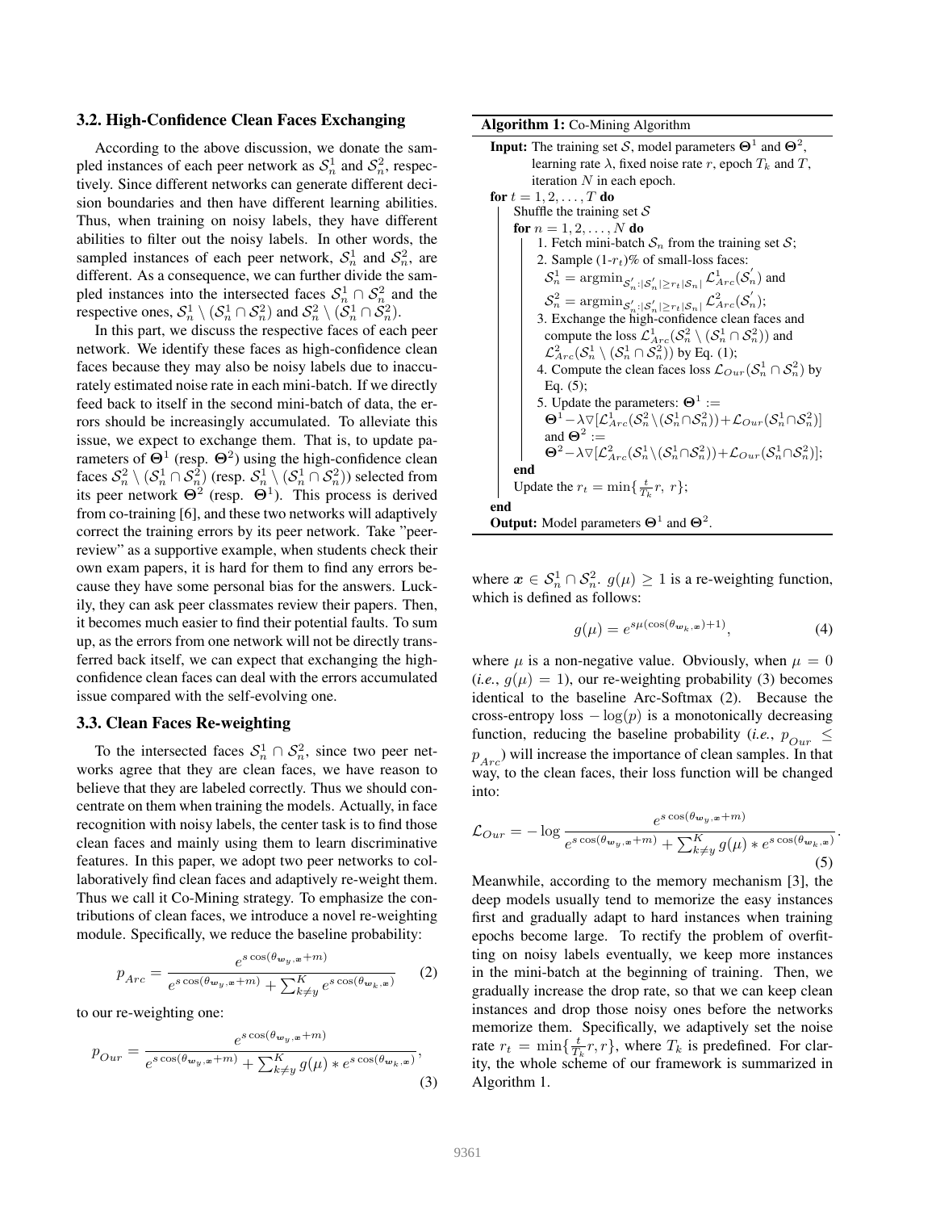### 3.2. High-Confidence Clean Faces Exchanging

According to the above discussion, we donate the sampled instances of each peer network as $\mathcal{S}_n^1$ and $\mathcal{S}_n^2$, respectively. Since different networks can generate different decision boundaries and then have different learning abilities. Thus, when training on noisy labels, they have different abilities to filter out the noisy labels. In other words, the sampled instances of each peer network, $\mathcal{S}_n^1$ and $\mathcal{S}_n^2$, are different. As a consequence, we can further divide the sampled instances into the intersected faces $\mathcal{S}_n^1 \cap \mathcal{S}_n^2$ and the respective ones, $\mathcal{S}_n^1 \setminus (\mathcal{S}_n^1 \cap \mathcal{S}_n^2)$ and $\mathcal{S}_n^2 \setminus (\mathcal{S}_n^1 \cap \mathcal{S}_n^2)$.

In this part, we discuss the respective faces of each peer network. We identify these faces as high-confidence clean faces because they may also be noisy labels due to inaccurately estimated noise rate in each mini-batch. If we directly feed back to itself in the second mini-batch of data, the errors should be increasingly accumulated. To alleviate this issue, we expect to exchange them. That is, to update parameters of $\mathbf{\Theta}^1$ (resp. $\mathbf{\Theta}^2$) using the high-confidence clean faces $\mathcal{S}_n^2 \setminus (\mathcal{S}_n^1 \cap \mathcal{S}_n^2)$ (resp. $\mathcal{S}_n^1 \setminus (\mathcal{S}_n^1 \cap \mathcal{S}_n^2)$) selected from its peer network $\mathbf{\Theta}^2$ (resp. $\mathbf{\Theta}^1$). This process is derived from co-training [6], and these two networks will adaptively correct the training errors by its peer network. Take "peer-review" as a supportive example, when students check their own exam papers, it is hard for them to find any errors because they have some personal bias for the answers. Luckily, they can ask peer classmates review their papers. Then, it becomes much easier to find their potential faults. To sum up, as the errors from one network will not be directly transferred back itself, we can expect that exchanging the high-confidence clean faces can deal with the errors accumulated issue compared with the self-evolving one.

### 3.3. Clean Faces Re-weighting

To the intersected faces $\mathcal{S}_n^1 \cap \mathcal{S}_n^2$, since two peer networks agree that they are clean faces, we have reason to believe that they are labeled correctly. Thus we should concentrate on them when training the models. Actually, in face recognition with noisy labels, the center task is to find those clean faces and mainly using them to learn discriminative features. In this paper, we adopt two peer networks to collaboratively find clean faces and adaptively re-weight them. Thus we call it Co-Mining strategy. To emphasize the contributions of clean faces, we introduce a novel re-weighting module. Specifically, we reduce the baseline probability:

$$p_{Arc} = \frac{e^{s\cos(\theta_{\boldsymbol{w}_y,\boldsymbol{x}}+m)}}{e^{s\cos(\theta_{\boldsymbol{w}_y,\boldsymbol{x}}+m)} + \sum_{k\neq y}^{K} e^{s\cos(\theta_{\boldsymbol{w}_k,\boldsymbol{x}})}} \tag{2}$$

to our re-weighting one:

$$p_{Our} = \frac{e^{s\cos(\theta_{\boldsymbol{w}_y,\boldsymbol{x}}+m)}}{e^{s\cos(\theta_{\boldsymbol{w}_y,\boldsymbol{x}}+m)} + \sum_{k\neq y}^{K} g(\mu) * e^{s\cos(\theta_{\boldsymbol{w}_k,\boldsymbol{x}})}}, \tag{3}$$

**Algorithm 1:** Co-Mining Algorithm

**Input:** The training set $\mathcal{S}$, model parameters $\mathbf{\Theta}^1$ and $\mathbf{\Theta}^2$, learning rate $\lambda$, fixed noise rate $r$, epoch $T_k$ and $T$, iteration $N$ in each epoch.

**for** $t = 1, 2, \ldots, T$ **do**
- Shuffle the training set $\mathcal{S}$
- **for** $n = 1, 2, \ldots, N$ **do**
  1. Fetch mini-batch $\mathcal{S}_n$ from the training set $\mathcal{S}$;
  2. Sample (1-$r_t$)% of small-loss faces: $\mathcal{S}_n^1 = \operatorname{argmin}_{\mathcal{S}_n^{'}:|\mathcal{S}_n^{'}|\geq r_t|\mathcal{S}_n|} \mathcal{L}_{Arc}^1(\mathcal{S}_n^{'})$ and $\mathcal{S}_n^2 = \operatorname{argmin}_{\mathcal{S}_n^{'}:|\mathcal{S}_n^{'}|\geq r_t|\mathcal{S}_n|} \mathcal{L}_{Arc}^2(\mathcal{S}_n^{'})$;
  3. Exchange the high-confidence clean faces and compute the loss $\mathcal{L}_{Arc}^1(\mathcal{S}_n^2 \setminus (\mathcal{S}_n^1 \cap \mathcal{S}_n^2))$ and $\mathcal{L}_{Arc}^2(\mathcal{S}_n^1 \setminus (\mathcal{S}_n^1 \cap \mathcal{S}_n^2))$ by Eq. (1);
  4. Compute the clean faces loss $\mathcal{L}_{Our}(\mathcal{S}_n^1 \cap \mathcal{S}_n^2)$ by Eq. (5);
  5. Update the parameters: $\mathbf{\Theta}^1 := \mathbf{\Theta}^1 - \lambda\nabla[\mathcal{L}_{Arc}^1(\mathcal{S}_n^2 \setminus (\mathcal{S}_n^1 \cap \mathcal{S}_n^2)) + \mathcal{L}_{Our}(\mathcal{S}_n^1 \cap \mathcal{S}_n^2)]$ and $\mathbf{\Theta}^2 := \mathbf{\Theta}^2 - \lambda\nabla[\mathcal{L}_{Arc}^2(\mathcal{S}_n^1 \setminus (\mathcal{S}_n^1 \cap \mathcal{S}_n^2)) + \mathcal{L}_{Our}(\mathcal{S}_n^1 \cap \mathcal{S}_n^2)]$;
- **end**
- Update the $r_t = \min\{\frac{t}{T_k}r,\ r\}$;

**end**

**Output:** Model parameters $\mathbf{\Theta}^1$ and $\mathbf{\Theta}^2$.

where $\boldsymbol{x} \in \mathcal{S}_n^1 \cap \mathcal{S}_n^2$. $g(\mu) \geq 1$ is a re-weighting function, which is defined as follows:

$$g(\mu) = e^{s\mu(\cos(\theta_{\boldsymbol{w}_k,\boldsymbol{x}})+1)}, \tag{4}$$

where $\mu$ is a non-negative value. Obviously, when $\mu = 0$ (*i.e.*, $g(\mu) = 1$), our re-weighting probability (3) becomes identical to the baseline Arc-Softmax (2). Because the cross-entropy loss $-\log(p)$ is a monotonically decreasing function, reducing the baseline probability (*i.e.*, $p_{Our} \leq p_{Arc}$) will increase the importance of clean samples. In that way, to the clean faces, their loss function will be changed into:

$$\mathcal{L}_{Our} = -\log \frac{e^{s\cos(\theta_{\boldsymbol{w}_y,\boldsymbol{x}}+m)}}{e^{s\cos(\theta_{\boldsymbol{w}_y,\boldsymbol{x}}+m)} + \sum_{k\neq y}^{K} g(\mu) * e^{s\cos(\theta_{\boldsymbol{w}_k,\boldsymbol{x}})}}. \tag{5}$$

Meanwhile, according to the memory mechanism [3], the deep models usually tend to memorize the easy instances first and gradually adapt to hard instances when training epochs become large. To rectify the problem of overfitting on noisy labels eventually, we keep more instances in the mini-batch at the beginning of training. Then, we gradually increase the drop rate, so that we can keep clean instances and drop those noisy ones before the networks memorize them. Specifically, we adaptively set the noise rate $r_t = \min\{\frac{t}{T_k}r, r\}$, where $T_k$ is predefined. For clarity, the whole scheme of our framework is summarized in Algorithm 1.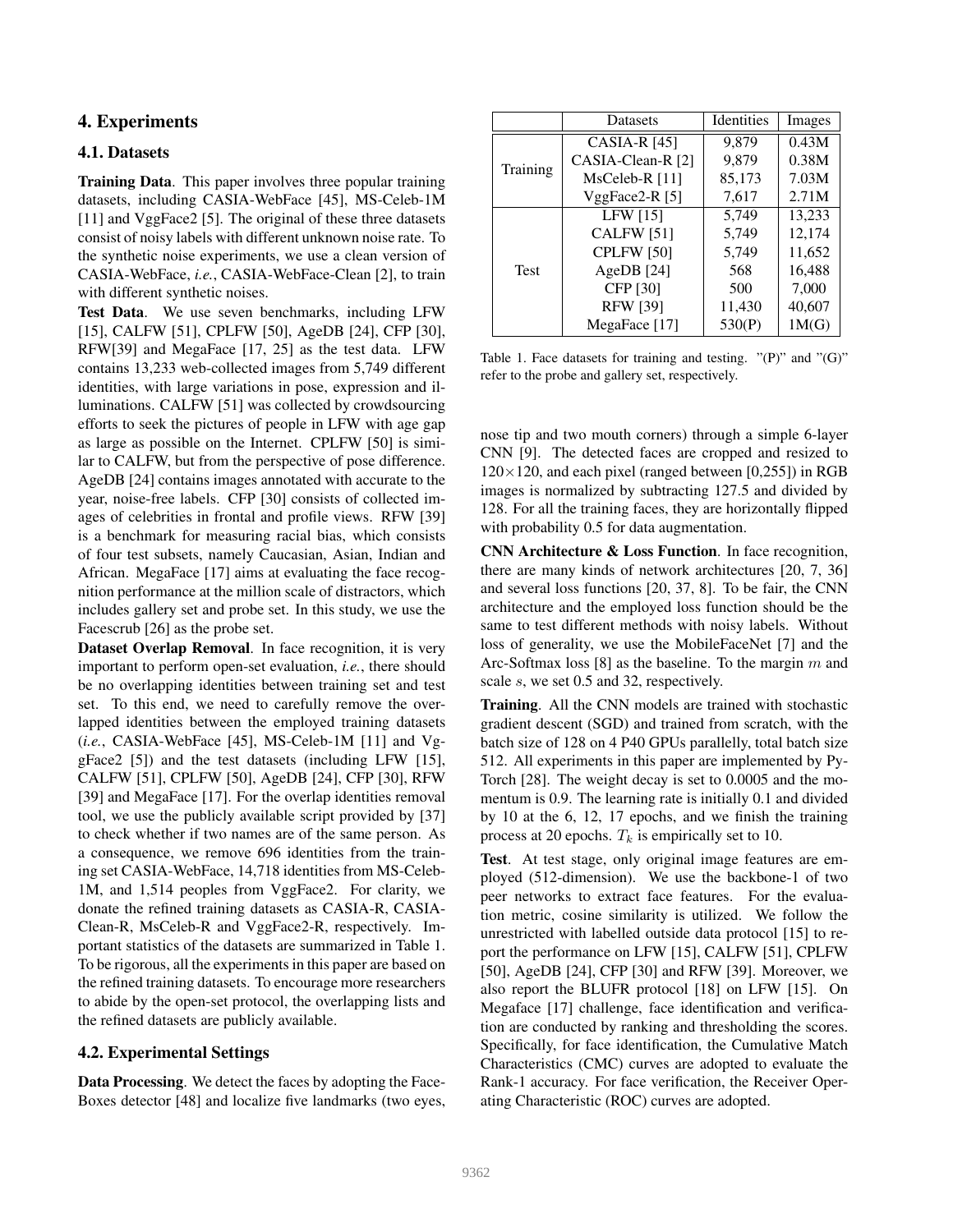## 4. Experiments

### 4.1. Datasets

**Training Data**. This paper involves three popular training datasets, including CASIA-WebFace [45], MS-Celeb-1M [11] and VggFace2 [5]. The original of these three datasets consist of noisy labels with different unknown noise rate. To the synthetic noise experiments, we use a clean version of CASIA-WebFace, *i.e.*, CASIA-WebFace-Clean [2], to train with different synthetic noises.

**Test Data**. We use seven benchmarks, including LFW [15], CALFW [51], CPLFW [50], AgeDB [24], CFP [30], RFW[39] and MegaFace [17, 25] as the test data. LFW contains 13,233 web-collected images from 5,749 different identities, with large variations in pose, expression and illuminations. CALFW [51] was collected by crowdsourcing efforts to seek the pictures of people in LFW with age gap as large as possible on the Internet. CPLFW [50] is similar to CALFW, but from the perspective of pose difference. AgeDB [24] contains images annotated with accurate to the year, noise-free labels. CFP [30] consists of collected images of celebrities in frontal and profile views. RFW [39] is a benchmark for measuring racial bias, which consists of four test subsets, namely Caucasian, Asian, Indian and African. MegaFace [17] aims at evaluating the face recognition performance at the million scale of distractors, which includes gallery set and probe set. In this study, we use the Facescrub [26] as the probe set.

**Dataset Overlap Removal**. In face recognition, it is very important to perform open-set evaluation, *i.e.*, there should be no overlapping identities between training set and test set. To this end, we need to carefully remove the overlapped identities between the employed training datasets (*i.e.*, CASIA-WebFace [45], MS-Celeb-1M [11] and VggFace2 [5]) and the test datasets (including LFW [15], CALFW [51], CPLFW [50], AgeDB [24], CFP [30], RFW [39] and MegaFace [17]. For the overlap identities removal tool, we use the publicly available script provided by [37] to check whether if two names are of the same person. As a consequence, we remove 696 identities from the training set CASIA-WebFace, 14,718 identities from MS-Celeb-1M, and 1,514 peoples from VggFace2. For clarity, we donate the refined training datasets as CASIA-R, CASIA-Clean-R, MsCeleb-R and VggFace2-R, respectively. Important statistics of the datasets are summarized in Table 1. To be rigorous, all the experiments in this paper are based on the refined training datasets. To encourage more researchers to abide by the open-set protocol, the overlapping lists and the refined datasets are publicly available.

| | Datasets | Identities | Images |
|---|---|---|---|
| Training | CASIA-R [45] | 9,879 | 0.43M |
| | CASIA-Clean-R [2] | 9,879 | 0.38M |
| | MsCeleb-R [11] | 85,173 | 7.03M |
| | VggFace2-R [5] | 7,617 | 2.71M |
| Test | LFW [15] | 5,749 | 13,233 |
| | CALFW [51] | 5,749 | 12,174 |
| | CPLFW [50] | 5,749 | 11,652 |
| | AgeDB [24] | 568 | 16,488 |
| | CFP [30] | 500 | 7,000 |
| | RFW [39] | 11,430 | 40,607 |
| | MegaFace [17] | 530(P) | 1M(G) |

Table 1. Face datasets for training and testing. "(P)" and "(G)" refer to the probe and gallery set, respectively.

### 4.2. Experimental Settings

**Data Processing**. We detect the faces by adopting the FaceBoxes detector [48] and localize five landmarks (two eyes, nose tip and two mouth corners) through a simple 6-layer CNN [9]. The detected faces are cropped and resized to $120\times120$, and each pixel (ranged between [0,255]) in RGB images is normalized by subtracting 127.5 and divided by 128. For all the training faces, they are horizontally flipped with probability 0.5 for data augmentation.

**CNN Architecture & Loss Function**. In face recognition, there are many kinds of network architectures [20, 7, 36] and several loss functions [20, 37, 8]. To be fair, the CNN architecture and the employed loss function should be the same to test different methods with noisy labels. Without loss of generality, we use the MobileFaceNet [7] and the Arc-Softmax loss [8] as the baseline. To the margin $m$ and scale $s$, we set 0.5 and 32, respectively.

**Training**. All the CNN models are trained with stochastic gradient descent (SGD) and trained from scratch, with the batch size of 128 on 4 P40 GPUs parallelly, total batch size 512. All experiments in this paper are implemented by PyTorch [28]. The weight decay is set to 0.0005 and the momentum is 0.9. The learning rate is initially 0.1 and divided by 10 at the 6, 12, 17 epochs, and we finish the training process at 20 epochs. $T_k$ is empirically set to 10.

**Test**. At test stage, only original image features are employed (512-dimension). We use the backbone-1 of two peer networks to extract face features. For the evaluation metric, cosine similarity is utilized. We follow the unrestricted with labelled outside data protocol [15] to report the performance on LFW [15], CALFW [51], CPLFW [50], AgeDB [24], CFP [30] and RFW [39]. Moreover, we also report the BLUFR protocol [18] on LFW [15]. On Megaface [17] challenge, face identification and verification are conducted by ranking and thresholding the scores. Specifically, for face identification, the Cumulative Match Characteristics (CMC) curves are adopted to evaluate the Rank-1 accuracy. For face verification, the Receiver Operating Characteristic (ROC) curves are adopted.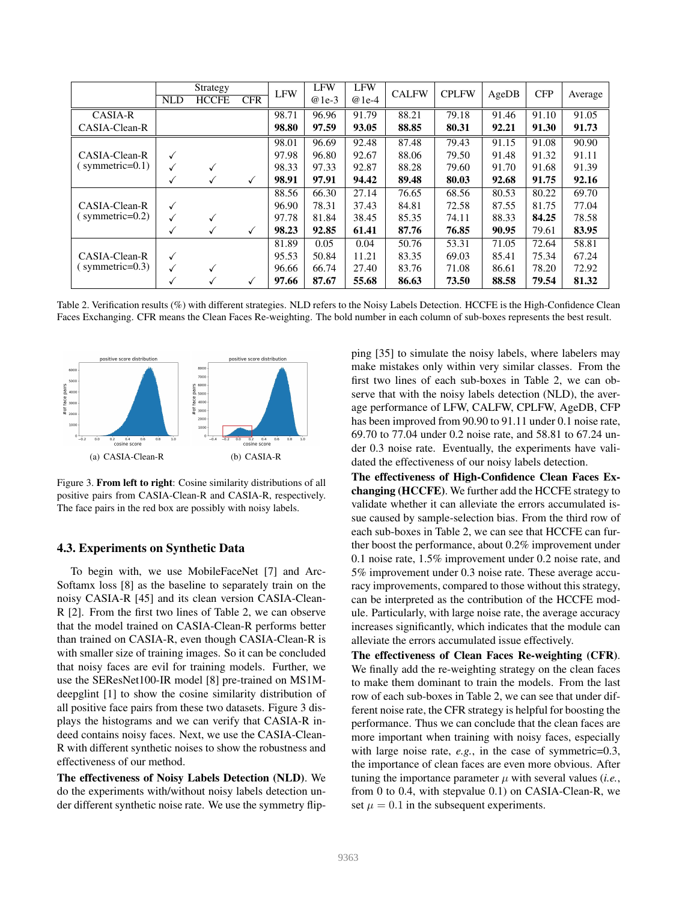| | Strategy | | | LFW | LFW @1e-3 | LFW @1e-4 | CALFW | CPLFW | AgeDB | CFP | Average |
|---|---|---|---|---|---|---|---|---|---|---|---|
| | NLD | HCCFE | CFR | | | | | | | | |
| CASIA-R | | | | 98.71 | 96.96 | 91.79 | 88.21 | 79.18 | 91.46 | 91.10 | 91.05 |
| CASIA-Clean-R | | | | **98.80** | **97.59** | **93.05** | **88.85** | **80.31** | **92.21** | **91.30** | **91.73** |
| CASIA-Clean-R ( symmetric=0.1) | | | | 98.01 | 96.69 | 92.48 | 87.48 | 79.43 | 91.15 | 91.08 | 90.90 |
| | ✓ | | | 97.98 | 96.80 | 92.67 | 88.06 | 79.50 | 91.48 | 91.32 | 91.11 |
| | ✓ | ✓ | | 98.33 | 97.33 | 92.87 | 88.28 | 79.60 | 91.70 | 91.68 | 91.39 |
| | ✓ | ✓ | ✓ | **98.91** | **97.91** | **94.42** | **89.48** | **80.03** | **92.68** | **91.75** | **92.16** |
| CASIA-Clean-R ( symmetric=0.2) | | | | 88.56 | 66.30 | 27.14 | 76.65 | 68.56 | 80.53 | 80.22 | 69.70 |
| | ✓ | | | 96.90 | 78.31 | 37.43 | 84.81 | 72.58 | 87.55 | 81.75 | 77.04 |
| | ✓ | ✓ | | 97.78 | 81.84 | 38.45 | 85.35 | 74.11 | 88.33 | **84.25** | 78.58 |
| | ✓ | ✓ | ✓ | **98.23** | **92.85** | **61.41** | **87.76** | **76.85** | **90.95** | 79.61 | **83.95** |
| CASIA-Clean-R ( symmetric=0.3) | | | | 81.89 | 0.05 | 0.04 | 50.76 | 53.31 | 71.05 | 72.64 | 58.81 |
| | ✓ | | | 95.53 | 50.84 | 11.21 | 83.35 | 69.03 | 85.41 | 75.34 | 67.24 |
| | ✓ | ✓ | | 96.66 | 66.74 | 27.40 | 83.76 | 71.08 | 86.61 | 78.20 | 72.92 |
| | ✓ | ✓ | ✓ | **97.66** | **87.67** | **55.68** | **86.63** | **73.50** | **88.58** | **79.54** | **81.32** |

Table 2. Verification results (%) with different strategies. NLD refers to the Noisy Labels Detection. HCCFE is the High-Confidence Clean Faces Exchanging. CFR means the Clean Faces Re-weighting. The bold number in each column of sub-boxes represents the best result.

(a) CASIA-Clean-R (b) CASIA-R

Figure 3. **From left to right**: Cosine similarity distributions of all positive pairs from CASIA-Clean-R and CASIA-R, respectively. The face pairs in the red box are possibly with noisy labels.

### 4.3. Experiments on Synthetic Data

To begin with, we use MobileFaceNet [7] and ArcSoftamx loss [8] as the baseline to separately train on the noisy CASIA-R [45] and its clean version CASIA-Clean-R [2]. From the first two lines of Table 2, we can observe that the model trained on CASIA-Clean-R performs better than trained on CASIA-R, even though CASIA-Clean-R is with smaller size of training images. So it can be concluded that noisy faces are evil for training models. Further, we use the SEResNet100-IR model [8] pre-trained on MS1M-deepglint [1] to show the cosine similarity distribution of all positive face pairs from these two datasets. Figure 3 displays the histograms and we can verify that CASIA-R indeed contains noisy faces. Next, we use the CASIA-Clean-R with different synthetic noises to show the robustness and effectiveness of our method.

**The effectiveness of Noisy Labels Detection (NLD)**. We do the experiments with/without noisy labels detection under different synthetic noise rate. We use the symmetry flipping [35] to simulate the noisy labels, where labelers may make mistakes only within very similar classes. From the first two lines of each sub-boxes in Table 2, we can observe that with the noisy labels detection (NLD), the average performance of LFW, CALFW, CPLFW, AgeDB, CFP has been improved from 90.90 to 91.11 under 0.1 noise rate, 69.70 to 77.04 under 0.2 noise rate, and 58.81 to 67.24 under 0.3 noise rate. Eventually, the experiments have validated the effectiveness of our noisy labels detection.

**The effectiveness of High-Confidence Clean Faces Exchanging (HCCFE)**. We further add the HCCFE strategy to validate whether it can alleviate the errors accumulated issue caused by sample-selection bias. From the third row of each sub-boxes in Table 2, we can see that HCCFE can further boost the performance, about 0.2% improvement under 0.1 noise rate, 1.5% improvement under 0.2 noise rate, and 5% improvement under 0.3 noise rate. These average accuracy improvements, compared to those without this strategy, can be interpreted as the contribution of the HCCFE module. Particularly, with large noise rate, the average accuracy increases significantly, which indicates that the module can alleviate the errors accumulated issue effectively.

**The effectiveness of Clean Faces Re-weighting (CFR)**. We finally add the re-weighting strategy on the clean faces to make them dominant to train the models. From the last row of each sub-boxes in Table 2, we can see that under different noise rate, the CFR strategy is helpful for boosting the performance. Thus we can conclude that the clean faces are more important when training with noisy faces, especially with large noise rate, *e.g.*, in the case of symmetric=0.3, the importance of clean faces are even more obvious. After tuning the importance parameter $\mu$ with several values (*i.e.*, from 0 to 0.4, with stepvalue 0.1) on CASIA-Clean-R, we set $\mu = 0.1$ in the subsequent experiments.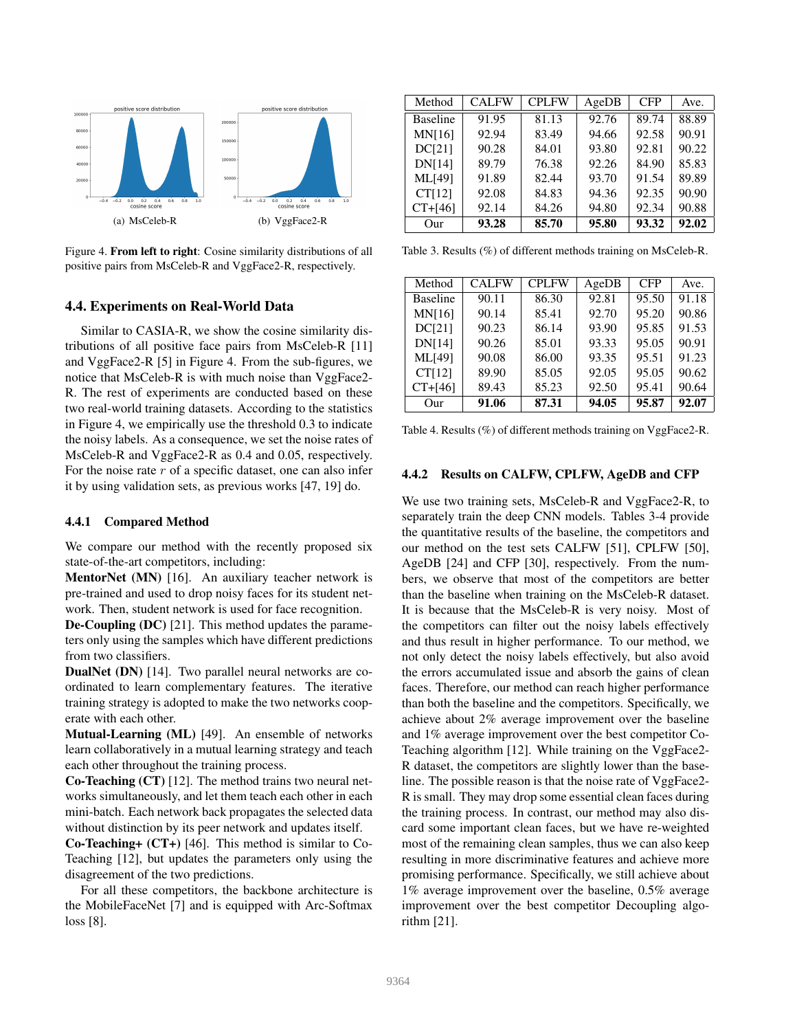Figure 4. **From left to right**: Cosine similarity distributions of all positive pairs from MsCeleb-R and VggFace2-R, respectively.

### 4.4. Experiments on Real-World Data

Similar to CASIA-R, we show the cosine similarity distributions of all positive face pairs from MsCeleb-R [11] and VggFace2-R [5] in Figure 4. From the sub-figures, we notice that MsCeleb-R is with much noise than VggFace2-R. The rest of experiments are conducted based on these two real-world training datasets. According to the statistics in Figure 4, we empirically use the threshold 0.3 to indicate the noisy labels. As a consequence, we set the noise rates of MsCeleb-R and VggFace2-R as 0.4 and 0.05, respectively. For the noise rate $r$ of a specific dataset, one can also infer it by using validation sets, as previous works [47, 19] do.

#### 4.4.1 Compared Method

We compare our method with the recently proposed six state-of-the-art competitors, including:

**MentorNet (MN)** [16]. An auxiliary teacher network is pre-trained and used to drop noisy faces for its student network. Then, student network is used for face recognition.

**De-Coupling (DC)** [21]. This method updates the parameters only using the samples which have different predictions from two classifiers.

**DualNet (DN)** [14]. Two parallel neural networks are coordinated to learn complementary features. The iterative training strategy is adopted to make the two networks cooperate with each other.

**Mutual-Learning (ML)** [49]. An ensemble of networks learn collaboratively in a mutual learning strategy and teach each other throughout the training process.

**Co-Teaching (CT)** [12]. The method trains two neural networks simultaneously, and let them teach each other in each mini-batch. Each network back propagates the selected data without distinction by its peer network and updates itself.

**Co-Teaching+ (CT+)** [46]. This method is similar to Co-Teaching [12], but updates the parameters only using the disagreement of the two predictions.

For all these competitors, the backbone architecture is the MobileFaceNet [7] and is equipped with Arc-Softmax loss [8].

| Method | CALFW | CPLFW | AgeDB | CFP | Ave. |
|---|---|---|---|---|---|
| Baseline | 91.95 | 81.13 | 92.76 | 89.74 | 88.89 |
| MN[16] | 92.94 | 83.49 | 94.66 | 92.58 | 90.91 |
| DC[21] | 90.28 | 84.01 | 93.80 | 92.81 | 90.22 |
| DN[14] | 89.79 | 76.38 | 92.26 | 84.90 | 85.83 |
| ML[49] | 91.89 | 82.44 | 93.70 | 91.54 | 89.89 |
| CT[12] | 92.08 | 84.83 | 94.36 | 92.35 | 90.90 |
| CT+[46] | 92.14 | 84.26 | 94.80 | 92.34 | 90.88 |
| Our | **93.28** | **85.70** | **95.80** | **93.32** | **92.02** |

Table 3. Results (%) of different methods training on MsCeleb-R.

| Method | CALFW | CPLFW | AgeDB | CFP | Ave. |
|---|---|---|---|---|---|
| Baseline | 90.11 | 86.30 | 92.81 | 95.50 | 91.18 |
| MN[16] | 90.14 | 85.41 | 92.70 | 95.20 | 90.86 |
| DC[21] | 90.23 | 86.14 | 93.90 | 95.85 | 91.53 |
| DN[14] | 90.26 | 85.01 | 93.33 | 95.05 | 90.91 |
| ML[49] | 90.08 | 86.00 | 93.35 | 95.51 | 91.23 |
| CT[12] | 89.90 | 85.05 | 92.05 | 95.05 | 90.62 |
| CT+[46] | 89.43 | 85.23 | 92.50 | 95.41 | 90.64 |
| Our | **91.06** | **87.31** | **94.05** | **95.87** | **92.07** |

Table 4. Results (%) of different methods training on VggFace2-R.

#### 4.4.2 Results on CALFW, CPLFW, AgeDB and CFP

We use two training sets, MsCeleb-R and VggFace2-R, to separately train the deep CNN models. Tables 3-4 provide the quantitative results of the baseline, the competitors and our method on the test sets CALFW [51], CPLFW [50], AgeDB [24] and CFP [30], respectively. From the numbers, we observe that most of the competitors are better than the baseline when training on the MsCeleb-R dataset. It is because that the MsCeleb-R is very noisy. Most of the competitors can filter out the noisy labels effectively and thus result in higher performance. To our method, we not only detect the noisy labels effectively, but also avoid the errors accumulated issue and absorb the gains of clean faces. Therefore, our method can reach higher performance than both the baseline and the competitors. Specifically, we achieve about 2% average improvement over the baseline and 1% average improvement over the best competitor Co-Teaching algorithm [12]. While training on the VggFace2-R dataset, the competitors are slightly lower than the baseline. The possible reason is that the noise rate of VggFace2-R is small. They may drop some essential clean faces during the training process. In contrast, our method may also discard some important clean faces, but we have re-weighted most of the remaining clean samples, thus we can also keep resulting in more discriminative features and achieve more promising performance. Specifically, we still achieve about 1% average improvement over the baseline, 0.5% average improvement over the best competitor Decoupling algorithm [21].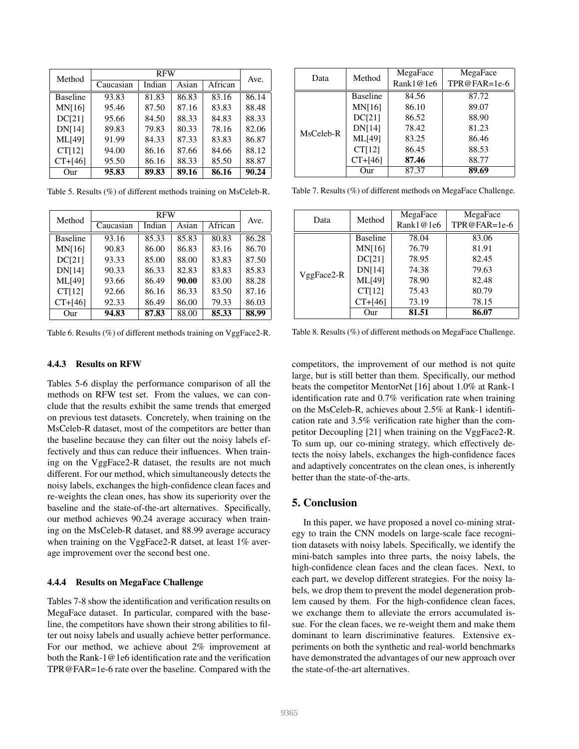| Method | RFW | | | | Ave. |
|---|---|---|---|---|---|
| | Caucasian | Indian | Asian | African | |
| Baseline | 93.83 | 81.83 | 86.83 | 83.16 | 86.14 |
| MN[16] | 95.46 | 87.50 | 87.16 | 83.83 | 88.48 |
| DC[21] | 95.66 | 84.50 | 88.33 | 84.83 | 88.33 |
| DN[14] | 89.83 | 79.83 | 80.33 | 78.16 | 82.06 |
| ML[49] | 91.99 | 84.33 | 87.33 | 83.83 | 86.87 |
| CT[12] | 94.00 | 86.16 | 87.66 | 84.66 | 88.12 |
| CT+[46] | 95.50 | 86.16 | 88.33 | 85.50 | 88.87 |
| Our | **95.83** | **89.83** | **89.16** | **86.16** | **90.24** |

Table 5. Results (%) of different methods training on MsCeleb-R.

| Method | RFW | | | | Ave. |
|---|---|---|---|---|---|
| | Caucasian | Indian | Asian | African | |
| Baseline | 93.16 | 85.33 | 85.83 | 80.83 | 86.28 |
| MN[16] | 90.83 | 86.00 | 86.83 | 83.16 | 86.70 |
| DC[21] | 93.33 | 85.00 | 88.00 | 83.83 | 87.50 |
| DN[14] | 90.33 | 86.33 | 82.83 | 83.83 | 85.83 |
| ML[49] | 93.66 | 86.49 | **90.00** | 83.00 | 88.28 |
| CT[12] | 92.66 | 86.16 | 86.33 | 83.50 | 87.16 |
| CT+[46] | 92.33 | 86.49 | 86.00 | 79.33 | 86.03 |
| Our | **94.83** | **87.83** | 88.00 | **85.33** | **88.99** |

Table 6. Results (%) of different methods training on VggFace2-R.

#### 4.4.3 Results on RFW

Tables 5-6 display the performance comparison of all the methods on RFW test set. From the values, we can conclude that the results exhibit the same trends that emerged on previous test datasets. Concretely, when training on the MsCeleb-R dataset, most of the competitors are better than the baseline because they can filter out the noisy labels effectively and thus can reduce their influences. When training on the VggFace2-R dataset, the results are not much different. For our method, which simultaneously detects the noisy labels, exchanges the high-confidence clean faces and re-weights the clean ones, has show its superiority over the baseline and the state-of-the-art alternatives. Specifically, our method achieves 90.24 average accuracy when training on the MsCeleb-R dataset, and 88.99 average accuracy when training on the VggFace2-R datset, at least 1% average improvement over the second best one.

#### 4.4.4 Results on MegaFace Challenge

Tables 7-8 show the identification and verification results on MegaFace dataset. In particular, compared with the baseline, the competitors have shown their strong abilities to filter out noisy labels and usually achieve better performance. For our method, we achieve about 2% improvement at both the Rank-1@1e6 identification rate and the verification TPR@FAR=1e-6 rate over the baseline. Compared with the competitors, the improvement of our method is not quite large, but is still better than them. Specifically, our method beats the competitor MentorNet [16] about 1.0% at Rank-1 identification rate and 0.7% verification rate when training on the MsCeleb-R, achieves about 2.5% at Rank-1 identification rate and 3.5% verification rate higher than the competitor Decoupling [21] when training on the VggFace2-R. To sum up, our co-mining strategy, which effectively detects the noisy labels, exchanges the high-confidence faces and adaptively concentrates on the clean ones, is inherently better than the state-of-the-arts.

| Data | Method | MegaFace Rank1@1e6 | MegaFace TPR@FAR=1e-6 |
|---|---|---|---|
| MsCeleb-R | Baseline | 84.56 | 87.72 |
| | MN[16] | 86.10 | 89.07 |
| | DC[21] | 86.52 | 88.90 |
| | DN[14] | 78.42 | 81.23 |
| | ML[49] | 83.25 | 86.46 |
| | CT[12] | 86.45 | 88.53 |
| | CT+[46] | **87.46** | 88.77 |
| | Our | 87.37 | **89.69** |

Table 7. Results (%) of different methods on MegaFace Challenge.

| Data | Method | MegaFace Rank1@1e6 | MegaFace TPR@FAR=1e-6 |
|---|---|---|---|
| VggFace2-R | Baseline | 78.04 | 83.06 |
| | MN[16] | 76.79 | 81.91 |
| | DC[21] | 78.95 | 82.45 |
| | DN[14] | 74.38 | 79.63 |
| | ML[49] | 78.90 | 82.48 |
| | CT[12] | 75.43 | 80.79 |
| | CT+[46] | 73.19 | 78.15 |
| | Our | **81.51** | **86.07** |

Table 8. Results (%) of different methods on MegaFace Challenge.

## 5. Conclusion

In this paper, we have proposed a novel co-mining strategy to train the CNN models on large-scale face recognition datasets with noisy labels. Specifically, we identify the mini-batch samples into three parts, the noisy labels, the high-confidence clean faces and the clean faces. Next, to each part, we develop different strategies. For the noisy labels, we drop them to prevent the model degeneration problem caused by them. For the high-confidence clean faces, we exchange them to alleviate the errors accumulated issue. For the clean faces, we re-weight them and make them dominant to learn discriminative features. Extensive experiments on both the synthetic and real-world benchmarks have demonstrated the advantages of our new approach over the state-of-the-art alternatives.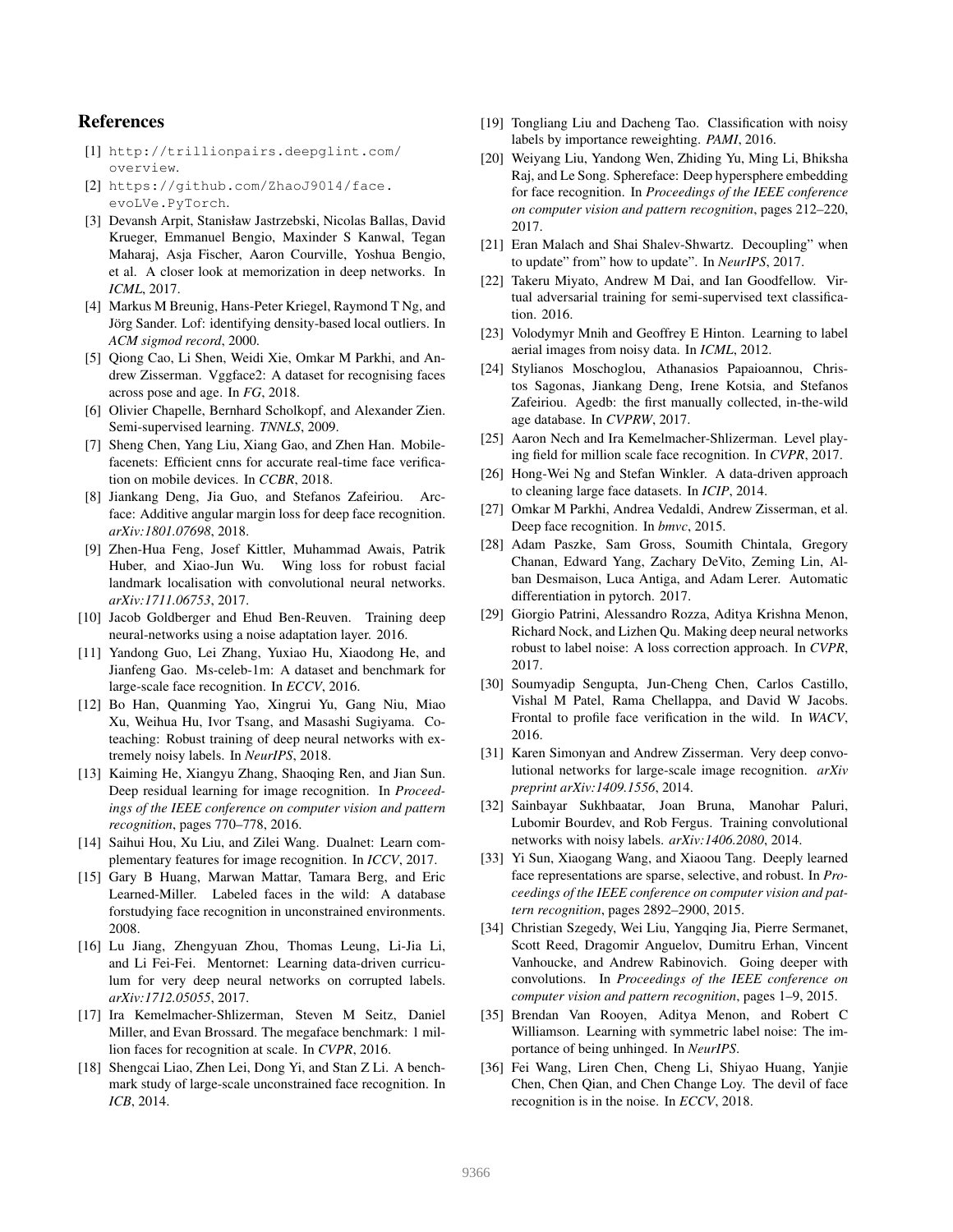## References

[1] http://trillionpairs.deepglint.com/overview.

[2] https://github.com/ZhaoJ9014/face.evoLVe.PyTorch.

[3] Devansh Arpit, Stanisław Jastrzebski, Nicolas Ballas, David Krueger, Emmanuel Bengio, Maxinder S Kanwal, Tegan Maharaj, Asja Fischer, Aaron Courville, Yoshua Bengio, et al. A closer look at memorization in deep networks. In *ICML*, 2017.

[4] Markus M Breunig, Hans-Peter Kriegel, Raymond T Ng, and Jörg Sander. Lof: identifying density-based local outliers. In *ACM sigmod record*, 2000.

[5] Qiong Cao, Li Shen, Weidi Xie, Omkar M Parkhi, and Andrew Zisserman. Vggface2: A dataset for recognising faces across pose and age. In *FG*, 2018.

[6] Olivier Chapelle, Bernhard Scholkopf, and Alexander Zien. Semi-supervised learning. *TNNLS*, 2009.

[7] Sheng Chen, Yang Liu, Xiang Gao, and Zhen Han. Mobilefacenets: Efficient cnns for accurate real-time face verification on mobile devices. In *CCBR*, 2018.

[8] Jiankang Deng, Jia Guo, and Stefanos Zafeiriou. Arcface: Additive angular margin loss for deep face recognition. *arXiv:1801.07698*, 2018.

[9] Zhen-Hua Feng, Josef Kittler, Muhammad Awais, Patrik Huber, and Xiao-Jun Wu. Wing loss for robust facial landmark localisation with convolutional neural networks. *arXiv:1711.06753*, 2017.

[10] Jacob Goldberger and Ehud Ben-Reuven. Training deep neural-networks using a noise adaptation layer. 2016.

[11] Yandong Guo, Lei Zhang, Yuxiao Hu, Xiaodong He, and Jianfeng Gao. Ms-celeb-1m: A dataset and benchmark for large-scale face recognition. In *ECCV*, 2016.

[12] Bo Han, Quanming Yao, Xingrui Yu, Gang Niu, Miao Xu, Weihua Hu, Ivor Tsang, and Masashi Sugiyama. Co-teaching: Robust training of deep neural networks with extremely noisy labels. In *NeurIPS*, 2018.

[13] Kaiming He, Xiangyu Zhang, Shaoqing Ren, and Jian Sun. Deep residual learning for image recognition. In *Proceedings of the IEEE conference on computer vision and pattern recognition*, pages 770–778, 2016.

[14] Saihui Hou, Xu Liu, and Zilei Wang. Dualnet: Learn complementary features for image recognition. In *ICCV*, 2017.

[15] Gary B Huang, Marwan Mattar, Tamara Berg, and Eric Learned-Miller. Labeled faces in the wild: A database forstudying face recognition in unconstrained environments. 2008.

[16] Lu Jiang, Zhengyuan Zhou, Thomas Leung, Li-Jia Li, and Li Fei-Fei. Mentornet: Learning data-driven curriculum for very deep neural networks on corrupted labels. *arXiv:1712.05055*, 2017.

[17] Ira Kemelmacher-Shlizerman, Steven M Seitz, Daniel Miller, and Evan Brossard. The megaface benchmark: 1 million faces for recognition at scale. In *CVPR*, 2016.

[18] Shengcai Liao, Zhen Lei, Dong Yi, and Stan Z Li. A benchmark study of large-scale unconstrained face recognition. In *ICB*, 2014.

[19] Tongliang Liu and Dacheng Tao. Classification with noisy labels by importance reweighting. *PAMI*, 2016.

[20] Weiyang Liu, Yandong Wen, Zhiding Yu, Ming Li, Bhiksha Raj, and Le Song. Sphereface: Deep hypersphere embedding for face recognition. In *Proceedings of the IEEE conference on computer vision and pattern recognition*, pages 212–220, 2017.

[21] Eran Malach and Shai Shalev-Shwartz. Decoupling" when to update" from" how to update". In *NeurIPS*, 2017.

[22] Takeru Miyato, Andrew M Dai, and Ian Goodfellow. Virtual adversarial training for semi-supervised text classification. 2016.

[23] Volodymyr Mnih and Geoffrey E Hinton. Learning to label aerial images from noisy data. In *ICML*, 2012.

[24] Stylianos Moschoglou, Athanasios Papaioannou, Christos Sagonas, Jiankang Deng, Irene Kotsia, and Stefanos Zafeiriou. Agedb: the first manually collected, in-the-wild age database. In *CVPRW*, 2017.

[25] Aaron Nech and Ira Kemelmacher-Shlizerman. Level playing field for million scale face recognition. In *CVPR*, 2017.

[26] Hong-Wei Ng and Stefan Winkler. A data-driven approach to cleaning large face datasets. In *ICIP*, 2014.

[27] Omkar M Parkhi, Andrea Vedaldi, Andrew Zisserman, et al. Deep face recognition. In *bmvc*, 2015.

[28] Adam Paszke, Sam Gross, Soumith Chintala, Gregory Chanan, Edward Yang, Zachary DeVito, Zeming Lin, Alban Desmaison, Luca Antiga, and Adam Lerer. Automatic differentiation in pytorch. 2017.

[29] Giorgio Patrini, Alessandro Rozza, Aditya Krishna Menon, Richard Nock, and Lizhen Qu. Making deep neural networks robust to label noise: A loss correction approach. In *CVPR*, 2017.

[30] Soumyadip Sengupta, Jun-Cheng Chen, Carlos Castillo, Vishal M Patel, Rama Chellappa, and David W Jacobs. Frontal to profile face verification in the wild. In *WACV*, 2016.

[31] Karen Simonyan and Andrew Zisserman. Very deep convolutional networks for large-scale image recognition. *arXiv preprint arXiv:1409.1556*, 2014.

[32] Sainbayar Sukhbaatar, Joan Bruna, Manohar Paluri, Lubomir Bourdev, and Rob Fergus. Training convolutional networks with noisy labels. *arXiv:1406.2080*, 2014.

[33] Yi Sun, Xiaogang Wang, and Xiaoou Tang. Deeply learned face representations are sparse, selective, and robust. In *Proceedings of the IEEE conference on computer vision and pattern recognition*, pages 2892–2900, 2015.

[34] Christian Szegedy, Wei Liu, Yangqing Jia, Pierre Sermanet, Scott Reed, Dragomir Anguelov, Dumitru Erhan, Vincent Vanhoucke, and Andrew Rabinovich. Going deeper with convolutions. In *Proceedings of the IEEE conference on computer vision and pattern recognition*, pages 1–9, 2015.

[35] Brendan Van Rooyen, Aditya Menon, and Robert C Williamson. Learning with symmetric label noise: The importance of being unhinged. In *NeurIPS*.

[36] Fei Wang, Liren Chen, Cheng Li, Shiyao Huang, Yanjie Chen, Chen Qian, and Chen Change Loy. The devil of face recognition is in the noise. In *ECCV*, 2018.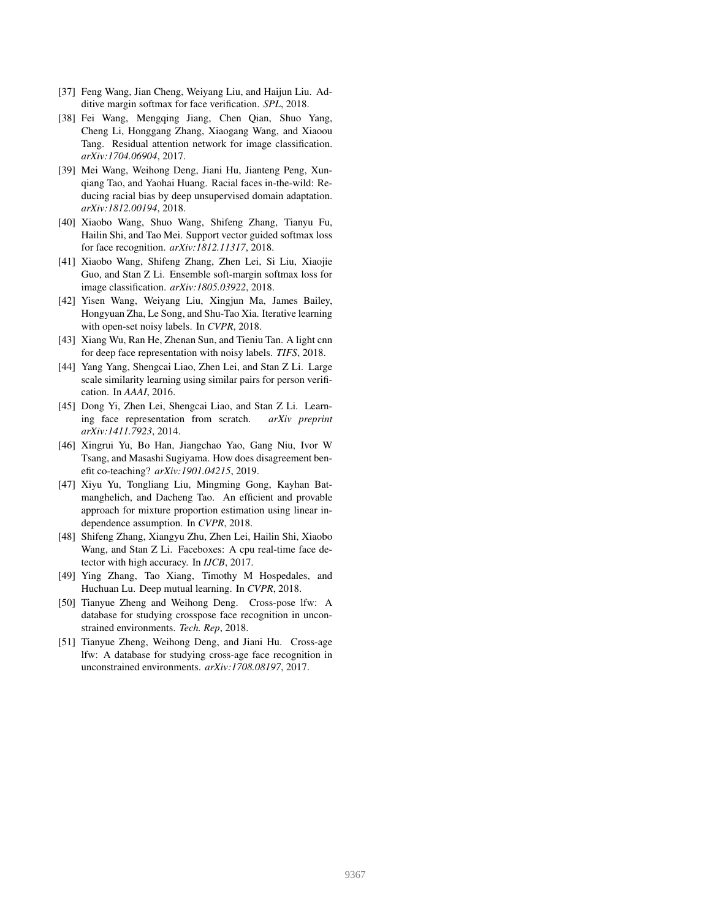[37] Feng Wang, Jian Cheng, Weiyang Liu, and Haijun Liu. Additive margin softmax for face verification. *SPL*, 2018.

[38] Fei Wang, Mengqing Jiang, Chen Qian, Shuo Yang, Cheng Li, Honggang Zhang, Xiaogang Wang, and Xiaoou Tang. Residual attention network for image classification. *arXiv:1704.06904*, 2017.

[39] Mei Wang, Weihong Deng, Jiani Hu, Jianteng Peng, Xunqiang Tao, and Yaohai Huang. Racial faces in-the-wild: Reducing racial bias by deep unsupervised domain adaptation. *arXiv:1812.00194*, 2018.

[40] Xiaobo Wang, Shuo Wang, Shifeng Zhang, Tianyu Fu, Hailin Shi, and Tao Mei. Support vector guided softmax loss for face recognition. *arXiv:1812.11317*, 2018.

[41] Xiaobo Wang, Shifeng Zhang, Zhen Lei, Si Liu, Xiaojie Guo, and Stan Z Li. Ensemble soft-margin softmax loss for image classification. *arXiv:1805.03922*, 2018.

[42] Yisen Wang, Weiyang Liu, Xingjun Ma, James Bailey, Hongyuan Zha, Le Song, and Shu-Tao Xia. Iterative learning with open-set noisy labels. In *CVPR*, 2018.

[43] Xiang Wu, Ran He, Zhenan Sun, and Tieniu Tan. A light cnn for deep face representation with noisy labels. *TIFS*, 2018.

[44] Yang Yang, Shengcai Liao, Zhen Lei, and Stan Z Li. Large scale similarity learning using similar pairs for person verification. In *AAAI*, 2016.

[45] Dong Yi, Zhen Lei, Shengcai Liao, and Stan Z Li. Learning face representation from scratch. *arXiv preprint arXiv:1411.7923*, 2014.

[46] Xingrui Yu, Bo Han, Jiangchao Yao, Gang Niu, Ivor W Tsang, and Masashi Sugiyama. How does disagreement benefit co-teaching? *arXiv:1901.04215*, 2019.

[47] Xiyu Yu, Tongliang Liu, Mingming Gong, Kayhan Batmanghelich, and Dacheng Tao. An efficient and provable approach for mixture proportion estimation using linear independence assumption. In *CVPR*, 2018.

[48] Shifeng Zhang, Xiangyu Zhu, Zhen Lei, Hailin Shi, Xiaobo Wang, and Stan Z Li. Faceboxes: A cpu real-time face detector with high accuracy. In *IJCB*, 2017.

[49] Ying Zhang, Tao Xiang, Timothy M Hospedales, and Huchuan Lu. Deep mutual learning. In *CVPR*, 2018.

[50] Tianyue Zheng and Weihong Deng. Cross-pose lfw: A database for studying crosspose face recognition in unconstrained environments. *Tech. Rep*, 2018.

[51] Tianyue Zheng, Weihong Deng, and Jiani Hu. Cross-age lfw: A database for studying cross-age face recognition in unconstrained environments. *arXiv:1708.08197*, 2017.